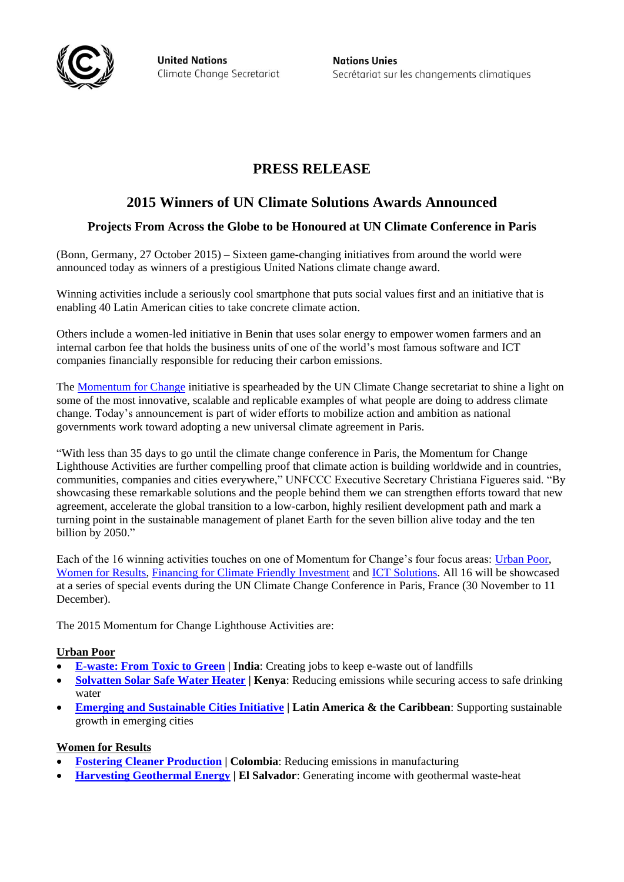United Nations
Climate Change Secretariat

Nations Unies
Secrétariat sur les changements climatiques

# PRESS RELEASE

## 2015 Winners of UN Climate Solutions Awards Announced

### Projects From Across the Globe to be Honoured at UN Climate Conference in Paris

(Bonn, Germany, 27 October 2015) – Sixteen game-changing initiatives from around the world were announced today as winners of a prestigious United Nations climate change award.

Winning activities include a seriously cool smartphone that puts social values first and an initiative that is enabling 40 Latin American cities to take concrete climate action.

Others include a women-led initiative in Benin that uses solar energy to empower women farmers and an internal carbon fee that holds the business units of one of the world's most famous software and ICT companies financially responsible for reducing their carbon emissions.

The Momentum for Change initiative is spearheaded by the UN Climate Change secretariat to shine a light on some of the most innovative, scalable and replicable examples of what people are doing to address climate change. Today's announcement is part of wider efforts to mobilize action and ambition as national governments work toward adopting a new universal climate agreement in Paris.

"With less than 35 days to go until the climate change conference in Paris, the Momentum for Change Lighthouse Activities are further compelling proof that climate action is building worldwide and in countries, communities, companies and cities everywhere," UNFCCC Executive Secretary Christiana Figueres said. "By showcasing these remarkable solutions and the people behind them we can strengthen efforts toward that new agreement, accelerate the global transition to a low-carbon, highly resilient development path and mark a turning point in the sustainable management of planet Earth for the seven billion alive today and the ten billion by 2050."

Each of the 16 winning activities touches on one of Momentum for Change's four focus areas: Urban Poor, Women for Results, Financing for Climate Friendly Investment and ICT Solutions. All 16 will be showcased at a series of special events during the UN Climate Change Conference in Paris, France (30 November to 11 December).

The 2015 Momentum for Change Lighthouse Activities are:

**Urban Poor**

- **E-waste: From Toxic to Green | India**: Creating jobs to keep e-waste out of landfills
- **Solvatten Solar Safe Water Heater | Kenya**: Reducing emissions while securing access to safe drinking water
- **Emerging and Sustainable Cities Initiative | Latin America & the Caribbean**: Supporting sustainable growth in emerging cities

**Women for Results**

- **Fostering Cleaner Production | Colombia**: Reducing emissions in manufacturing
- **Harvesting Geothermal Energy | El Salvador**: Generating income with geothermal waste-heat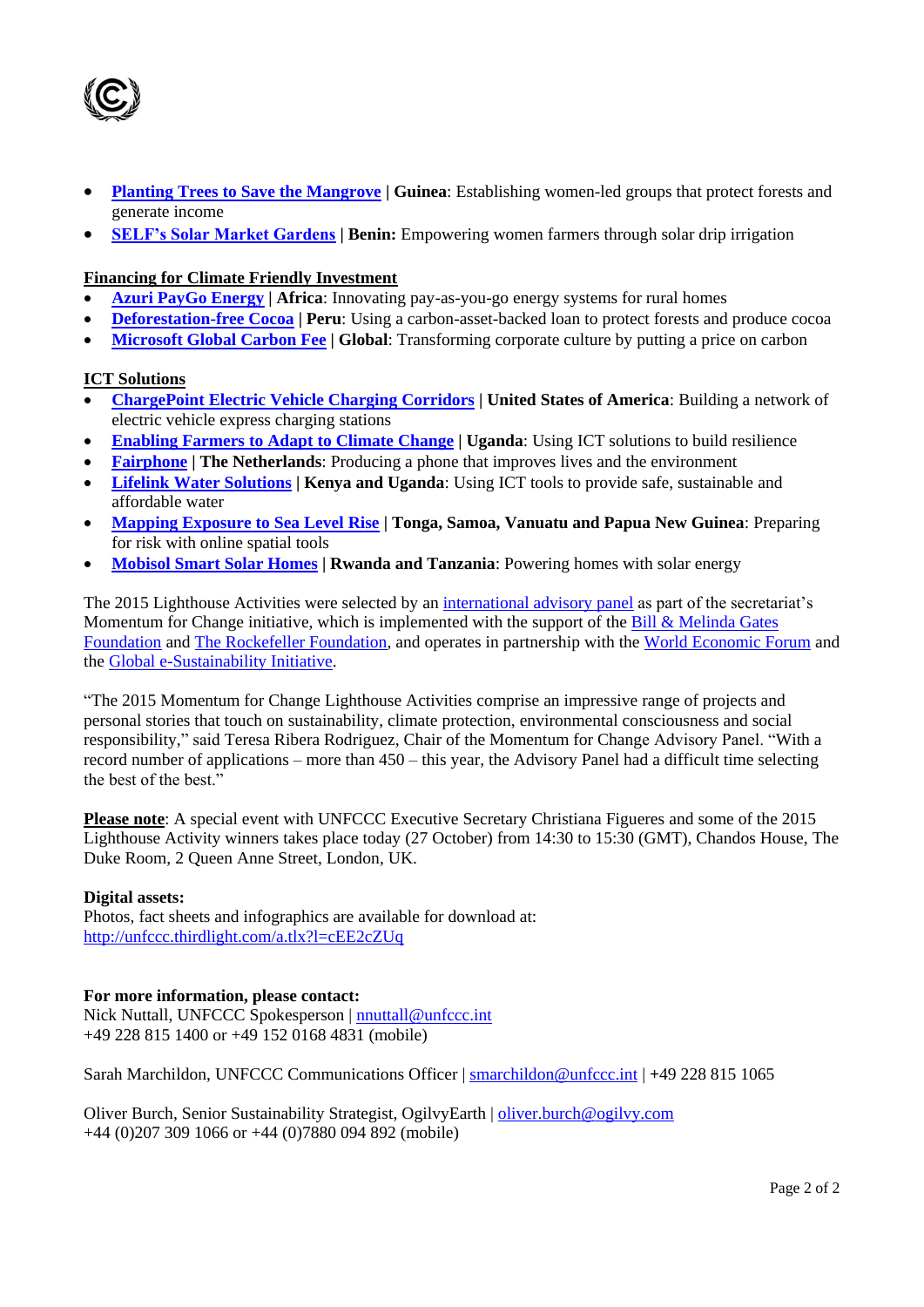- **Planting Trees to Save the Mangrove | Guinea**: Establishing women-led groups that protect forests and generate income
- **SELF's Solar Market Gardens | Benin:** Empowering women farmers through solar drip irrigation

**Financing for Climate Friendly Investment**

- **Azuri PayGo Energy | Africa**: Innovating pay-as-you-go energy systems for rural homes
- **Deforestation-free Cocoa | Peru**: Using a carbon-asset-backed loan to protect forests and produce cocoa
- **Microsoft Global Carbon Fee | Global**: Transforming corporate culture by putting a price on carbon

**ICT Solutions**

- **ChargePoint Electric Vehicle Charging Corridors | United States of America**: Building a network of electric vehicle express charging stations
- **Enabling Farmers to Adapt to Climate Change | Uganda**: Using ICT solutions to build resilience
- **Fairphone | The Netherlands**: Producing a phone that improves lives and the environment
- **Lifelink Water Solutions | Kenya and Uganda**: Using ICT tools to provide safe, sustainable and affordable water
- **Mapping Exposure to Sea Level Rise | Tonga, Samoa, Vanuatu and Papua New Guinea**: Preparing for risk with online spatial tools
- **Mobisol Smart Solar Homes | Rwanda and Tanzania**: Powering homes with solar energy

The 2015 Lighthouse Activities were selected by an international advisory panel as part of the secretariat's Momentum for Change initiative, which is implemented with the support of the Bill & Melinda Gates Foundation and The Rockefeller Foundation, and operates in partnership with the World Economic Forum and the Global e-Sustainability Initiative.

"The 2015 Momentum for Change Lighthouse Activities comprise an impressive range of projects and personal stories that touch on sustainability, climate protection, environmental consciousness and social responsibility," said Teresa Ribera Rodriguez, Chair of the Momentum for Change Advisory Panel. "With a record number of applications – more than 450 – this year, the Advisory Panel had a difficult time selecting the best of the best."

**Please note**: A special event with UNFCCC Executive Secretary Christiana Figueres and some of the 2015 Lighthouse Activity winners takes place today (27 October) from 14:30 to 15:30 (GMT), Chandos House, The Duke Room, 2 Queen Anne Street, London, UK.

**Digital assets:**
Photos, fact sheets and infographics are available for download at:
http://unfccc.thirdlight.com/a.tlx?l=cEE2cZUq

**For more information, please contact:**
Nick Nuttall, UNFCCC Spokesperson | nnuttall@unfccc.int
+49 228 815 1400 or +49 152 0168 4831 (mobile)

Sarah Marchildon, UNFCCC Communications Officer | smarchildon@unfccc.int | +49 228 815 1065

Oliver Burch, Senior Sustainability Strategist, OgilvyEarth | oliver.burch@ogilvy.com
+44 (0)207 309 1066 or +44 (0)7880 094 892 (mobile)